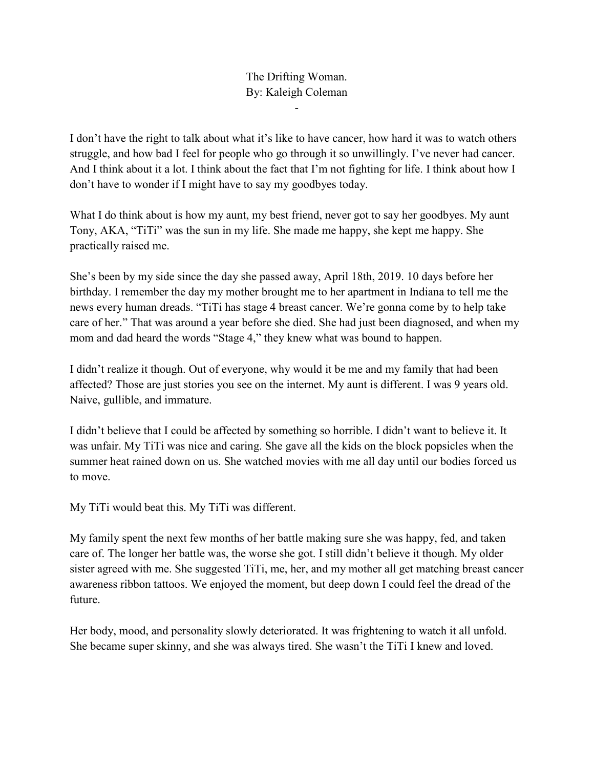# The Drifting Woman.

By: Kaleigh Coleman

-

I don't have the right to talk about what it's like to have cancer, how hard it was to watch others struggle, and how bad I feel for people who go through it so unwillingly. I've never had cancer. And I think about it a lot. I think about the fact that I'm not fighting for life. I think about how I don't have to wonder if I might have to say my goodbyes today.

What I do think about is how my aunt, my best friend, never got to say her goodbyes. My aunt Tony, AKA, "TiTi" was the sun in my life. She made me happy, she kept me happy. She practically raised me.

She's been by my side since the day she passed away, April 18th, 2019. 10 days before her birthday. I remember the day my mother brought me to her apartment in Indiana to tell me the news every human dreads. "TiTi has stage 4 breast cancer. We're gonna come by to help take care of her." That was around a year before she died. She had just been diagnosed, and when my mom and dad heard the words "Stage 4," they knew what was bound to happen.

I didn't realize it though. Out of everyone, why would it be me and my family that had been affected? Those are just stories you see on the internet. My aunt is different. I was 9 years old. Naive, gullible, and immature.

I didn't believe that I could be affected by something so horrible. I didn't want to believe it. It was unfair. My TiTi was nice and caring. She gave all the kids on the block popsicles when the summer heat rained down on us. She watched movies with me all day until our bodies forced us to move.

My TiTi would beat this. My TiTi was different.

My family spent the next few months of her battle making sure she was happy, fed, and taken care of. The longer her battle was, the worse she got. I still didn't believe it though. My older sister agreed with me. She suggested TiTi, me, her, and my mother all get matching breast cancer awareness ribbon tattoos. We enjoyed the moment, but deep down I could feel the dread of the future.

Her body, mood, and personality slowly deteriorated. It was frightening to watch it all unfold. She became super skinny, and she was always tired. She wasn't the TiTi I knew and loved.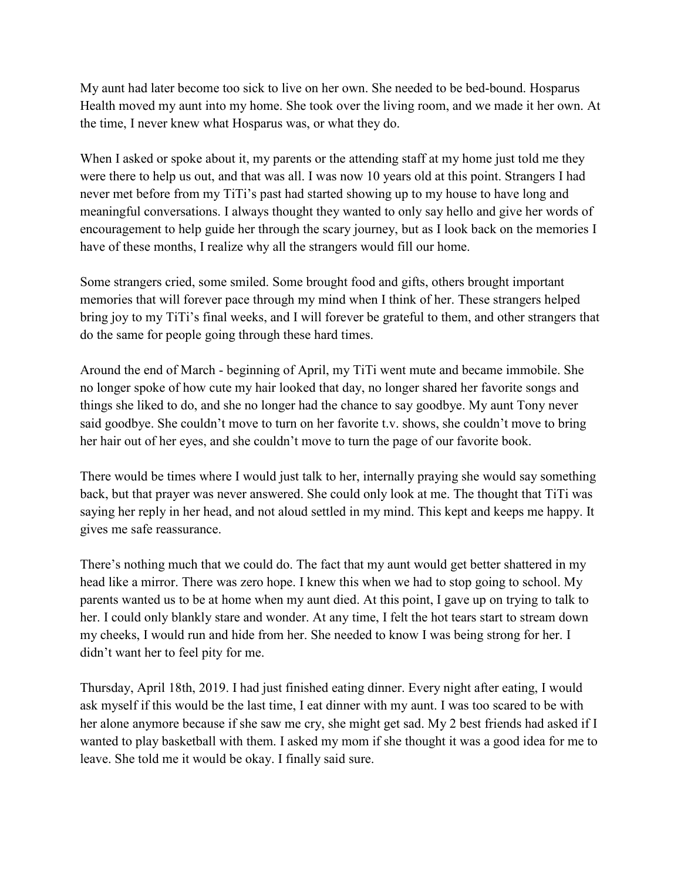My aunt had later become too sick to live on her own. She needed to be bed-bound. Hosparus Health moved my aunt into my home. She took over the living room, and we made it her own. At the time, I never knew what Hosparus was, or what they do.

When I asked or spoke about it, my parents or the attending staff at my home just told me they were there to help us out, and that was all. I was now 10 years old at this point. Strangers I had never met before from my TiTi's past had started showing up to my house to have long and meaningful conversations. I always thought they wanted to only say hello and give her words of encouragement to help guide her through the scary journey, but as I look back on the memories I have of these months, I realize why all the strangers would fill our home.

Some strangers cried, some smiled. Some brought food and gifts, others brought important memories that will forever pace through my mind when I think of her. These strangers helped bring joy to my TiTi's final weeks, and I will forever be grateful to them, and other strangers that do the same for people going through these hard times.

Around the end of March - beginning of April, my TiTi went mute and became immobile. She no longer spoke of how cute my hair looked that day, no longer shared her favorite songs and things she liked to do, and she no longer had the chance to say goodbye. My aunt Tony never said goodbye. She couldn't move to turn on her favorite t.v. shows, she couldn't move to bring her hair out of her eyes, and she couldn't move to turn the page of our favorite book.

There would be times where I would just talk to her, internally praying she would say something back, but that prayer was never answered. She could only look at me. The thought that TiTi was saying her reply in her head, and not aloud settled in my mind. This kept and keeps me happy. It gives me safe reassurance.

There's nothing much that we could do. The fact that my aunt would get better shattered in my head like a mirror. There was zero hope. I knew this when we had to stop going to school. My parents wanted us to be at home when my aunt died. At this point, I gave up on trying to talk to her. I could only blankly stare and wonder. At any time, I felt the hot tears start to stream down my cheeks, I would run and hide from her. She needed to know I was being strong for her. I didn't want her to feel pity for me.

Thursday, April 18th, 2019. I had just finished eating dinner. Every night after eating, I would ask myself if this would be the last time, I eat dinner with my aunt. I was too scared to be with her alone anymore because if she saw me cry, she might get sad. My 2 best friends had asked if I wanted to play basketball with them. I asked my mom if she thought it was a good idea for me to leave. She told me it would be okay. I finally said sure.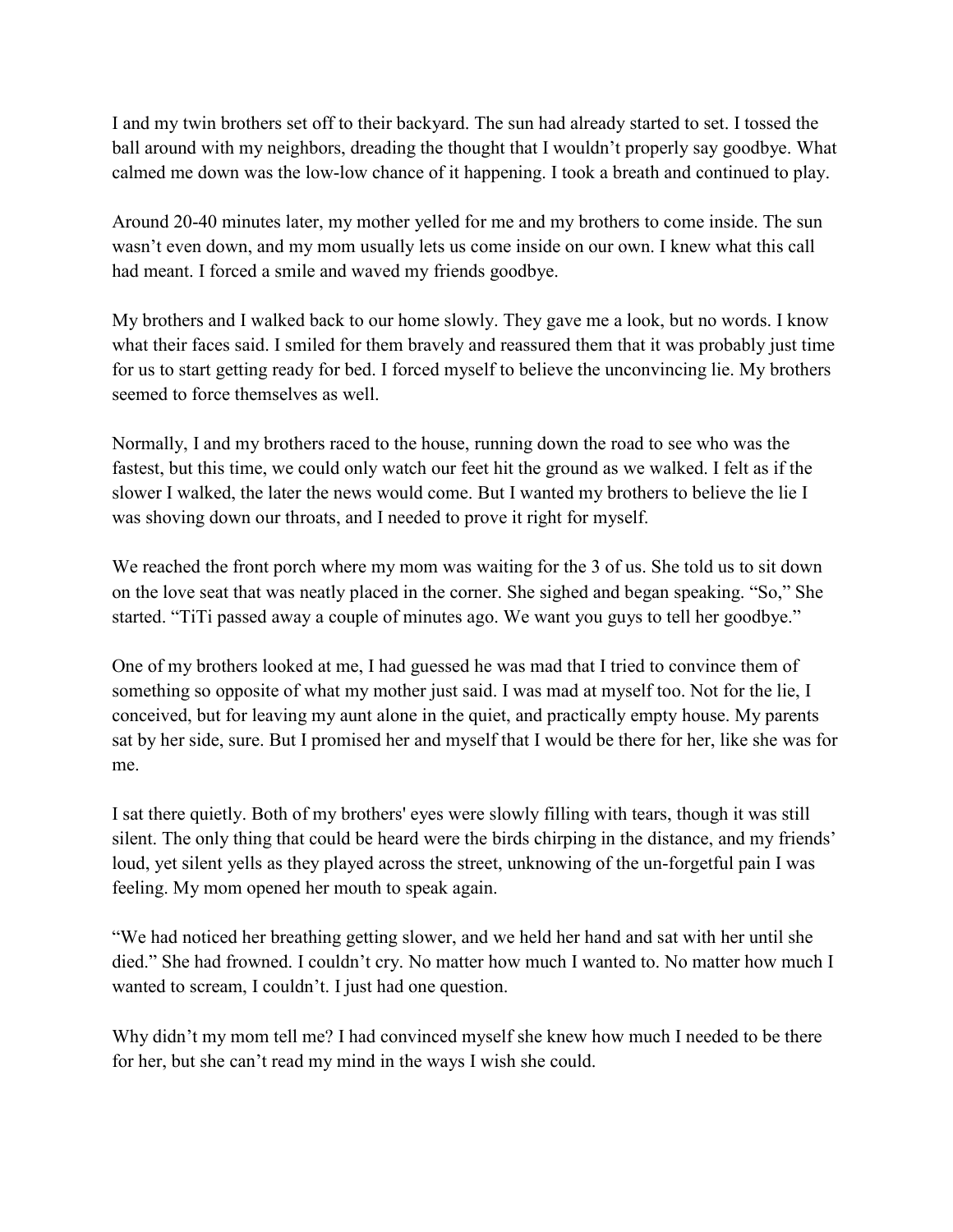I and my twin brothers set off to their backyard. The sun had already started to set. I tossed the ball around with my neighbors, dreading the thought that I wouldn't properly say goodbye. What calmed me down was the low-low chance of it happening. I took a breath and continued to play.

Around 20-40 minutes later, my mother yelled for me and my brothers to come inside. The sun wasn't even down, and my mom usually lets us come inside on our own. I knew what this call had meant. I forced a smile and waved my friends goodbye.

My brothers and I walked back to our home slowly. They gave me a look, but no words. I know what their faces said. I smiled for them bravely and reassured them that it was probably just time for us to start getting ready for bed. I forced myself to believe the unconvincing lie. My brothers seemed to force themselves as well.

Normally, I and my brothers raced to the house, running down the road to see who was the fastest, but this time, we could only watch our feet hit the ground as we walked. I felt as if the slower I walked, the later the news would come. But I wanted my brothers to believe the lie I was shoving down our throats, and I needed to prove it right for myself.

We reached the front porch where my mom was waiting for the 3 of us. She told us to sit down on the love seat that was neatly placed in the corner. She sighed and began speaking. "So," She started. "TiTi passed away a couple of minutes ago. We want you guys to tell her goodbye."

One of my brothers looked at me, I had guessed he was mad that I tried to convince them of something so opposite of what my mother just said. I was mad at myself too. Not for the lie, I conceived, but for leaving my aunt alone in the quiet, and practically empty house. My parents sat by her side, sure. But I promised her and myself that I would be there for her, like she was for me.

I sat there quietly. Both of my brothers' eyes were slowly filling with tears, though it was still silent. The only thing that could be heard were the birds chirping in the distance, and my friends' loud, yet silent yells as they played across the street, unknowing of the un-forgetful pain I was feeling. My mom opened her mouth to speak again.

"We had noticed her breathing getting slower, and we held her hand and sat with her until she died." She had frowned. I couldn't cry. No matter how much I wanted to. No matter how much I wanted to scream, I couldn't. I just had one question.

Why didn't my mom tell me? I had convinced myself she knew how much I needed to be there for her, but she can't read my mind in the ways I wish she could.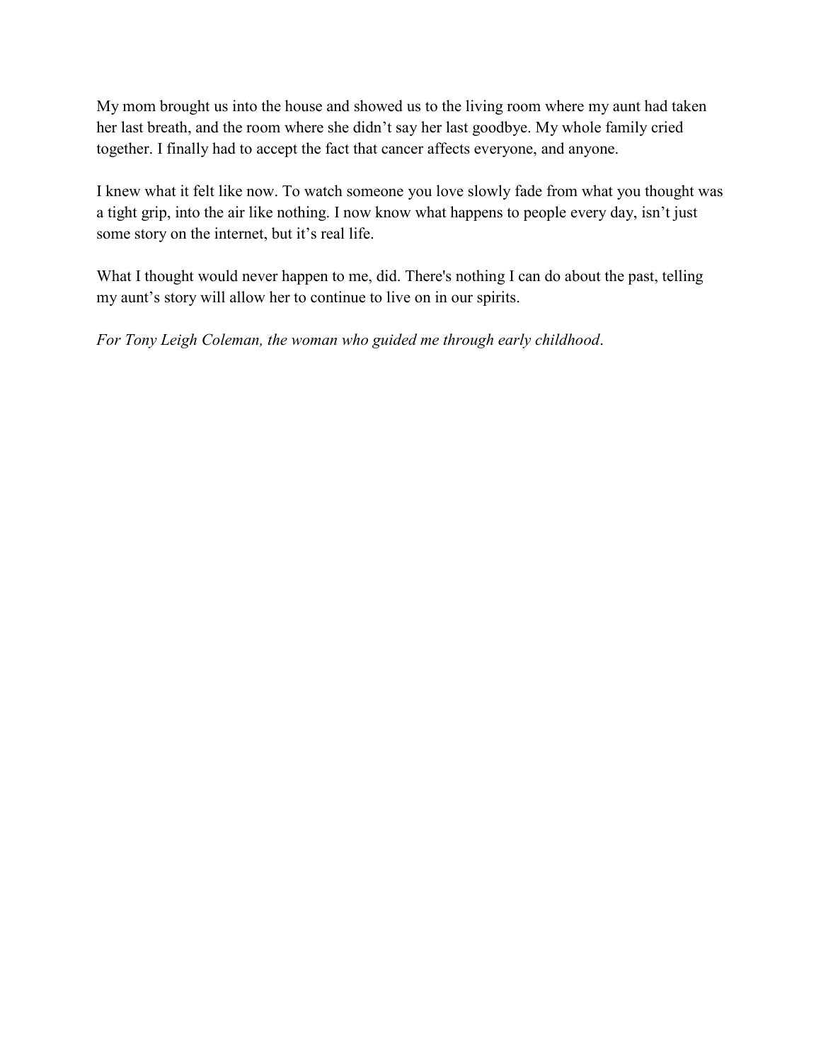My mom brought us into the house and showed us to the living room where my aunt had taken her last breath, and the room where she didn't say her last goodbye. My whole family cried together. I finally had to accept the fact that cancer affects everyone, and anyone.

I knew what it felt like now. To watch someone you love slowly fade from what you thought was a tight grip, into the air like nothing. I now know what happens to people every day, isn't just some story on the internet, but it's real life.

What I thought would never happen to me, did. There's nothing I can do about the past, telling my aunt's story will allow her to continue to live on in our spirits.

*For Tony Leigh Coleman, the woman who guided me through early childhood*.